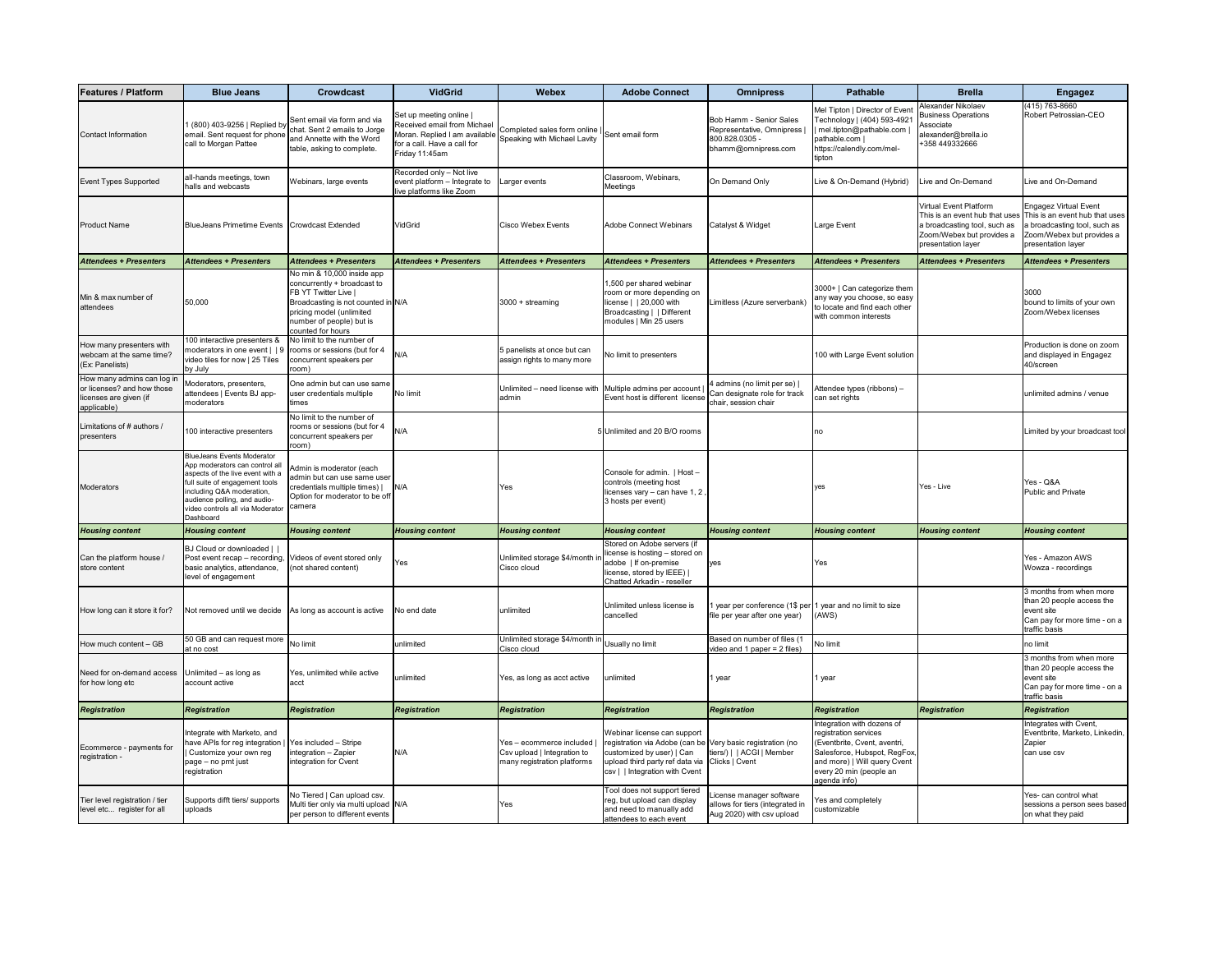| Features / Platform | Blue Jeans | Crowdcast | VidGrid | Webex | Adobe Connect | Omnipress | Pathable | Brella | Engagez |
|---|---|---|---|---|---|---|---|---|---|
| Contact Information | 1 (800) 403-9256 \| Replied by email. Sent request for phone call to Morgan Pattee | Sent email via form and via chat. Sent 2 emails to Jorge and Annette with the Word table, asking to complete. | Set up meeting online \| Received email from Michael Moran. Replied I am available for a call. Have a call for Friday 11:45am | Completed sales form online \| Speaking with Michael Lavity | Sent email form | Bob Hamm - Senior Sales Representative, Omnipress \| 800.828.0305 - bhamm@omnipress.com | Mel Tipton \| Director of Event Technology \| (404) 593-4921 \| mel.tipton@pathable.com \| pathable.com \| https://calendly.com/mel-tipton | Alexander Nikolaev Business Operations Associate alexander@brella.io +358 449332666 | (415) 763-8660 Robert Petrossian-CEO |
| Event Types Supported | all-hands meetings, town halls and webcasts | Webinars, large events | Recorded only – Not live event platform – Integrate to live platforms like Zoom | Larger events | Classroom, Webinars, Meetings | On Demand Only | Live & On-Demand (Hybrid) | Live and On-Demand | Live and On-Demand |
| Product Name | BlueJeans Primetime Events | Crowdcast Extended | VidGrid | Cisco Webex Events | Adobe Connect Webinars | Catalyst & Widget | Large Event | Virtual Event Platform This is an event hub that uses a broadcasting tool, such as Zoom/Webex but provides a presentation layer | Engagez Virtual Event This is an event hub that uses a broadcasting tool, such as Zoom/Webex but provides a presentation layer |
| ***Attendees + Presenters*** | ***Attendees + Presenters*** | ***Attendees + Presenters*** | ***Attendees + Presenters*** | ***Attendees + Presenters*** | ***Attendees + Presenters*** | ***Attendees + Presenters*** | ***Attendees + Presenters*** | ***Attendees + Presenters*** | ***Attendees + Presenters*** |
| Min & max number of attendees | 50,000 | No min & 10,000 inside app concurrently + broadcast to FB YT Twitter Live \| Broadcasting is not counted in pricing model (unlimited number of people) but is counted for hours | N/A | 3000 + streaming | 1,500 per shared webinar room or more depending on license \| \| 20,000 with Broadcasting \| \| Different modules \| Min 25 users | Limitless (Azure serverbank) | 3000+ \| Can categorize them any way you choose, so easy to locate and find each other with common interests | | 3000 bound to limits of your own Zoom/Webex licenses |
| How many presenters with webcam at the same time? (Ex: Panelists) | 100 interactive presenters & moderators in one event \| \| 9 video tiles for now \| 25 Tiles by July | No limit to the number of rooms or sessions (but for 4 concurrent speakers per room) | N/A | 5 panelists at once but can assign rights to many more | No limit to presenters | | 100 with Large Event solution | | Production is done on zoom and displayed in Engagez 40/screen |
| How many admins can log in or licenses? and how those licenses are given (if applicable) | Moderators, presenters, attendees \| Events BJ app-moderators | One admin but can use same user credentials multiple times | No limit | Unlimited – need license with admin | Multiple admins per account \| Event host is different license | 4 admins (no limit per se) \| Can designate role for track chair, session chair | Attendee types (ribbons) – can set rights | | unlimited admins / venue |
| Limitations of # authors / presenters | 100 interactive presenters | No limit to the number of rooms or sessions (but for 4 concurrent speakers per room) | N/A | 5 | Unlimited and 20 B/O rooms | | no | | Limited by your broadcast tool |
| Moderators | BlueJeans Events Moderator App moderators can control all aspects of the live event with a full suite of engagement tools including Q&A moderation, audience polling, and audio-video controls all via Moderator Dashboard | Admin is moderator (each admin but can use same user credentials multiple times) \| Option for moderator to be off camera | N/A | Yes | Console for admin. \| Host – controls (meeting host licenses vary – can have 1, 2, 3 hosts per event) | | yes | Yes - Live | Yes - Q&A Public and Private |
| ***Housing content*** | ***Housing content*** | ***Housing content*** | ***Housing content*** | ***Housing content*** | ***Housing content*** | ***Housing content*** | ***Housing content*** | ***Housing content*** | ***Housing content*** |
| Can the platform house / store content | BJ Cloud or downloaded \| \| Post event recap – recording, basic analytics, attendance, level of engagement | Videos of event stored only (not shared content) | Yes | Unlimited storage $4/month in Cisco cloud | Stored on Adobe servers (if license is hosting – stored on adobe \| If on-premise license, stored by IEEE) \| Chatted Arkadin - reseller | yes | Yes | | Yes - Amazon AWS Wowza - recordings |
| How long can it store it for? | Not removed until we decide | As long as account is active | No end date | unlimited | Unlimited unless license is cancelled | 1 year per conference (1$ per file per year after one year) | 1 year and no limit to size (AWS) | | 3 months from when more than 20 people access the event site Can pay for more time - on a traffic basis |
| How much content – GB | 50 GB and can request more at no cost | No limit | unlimited | Unlimited storage $4/month in Cisco cloud | Usually no limit | Based on number of files (1 video and 1 paper = 2 files) | No limit | | no limit |
| Need for on-demand access for how long etc | Unlimited – as long as account active | Yes, unlimited while active acct | unlimited | Yes, as long as acct active | unlimited | 1 year | 1 year | | 3 months from when more than 20 people access the event site Can pay for more time - on a traffic basis |
| ***Registration*** | ***Registration*** | ***Registration*** | ***Registration*** | ***Registration*** | ***Registration*** | ***Registration*** | ***Registration*** | ***Registration*** | ***Registration*** |
| Ecommerce - payments for registration - | Integrate with Marketo, and have APIs for reg integration \| \| Customize your own reg page – no pmt just registration | Yes included – Stripe integration – Zapier integration for Cvent | N/A | Yes – ecommerce included \| Csv upload \| Integration to many registration platforms | Webinar license can support registration via Adobe (can be customized by user) \| Can upload third party ref data via csv \| \| Integration with Cvent | Very basic registration (no tiers/) \| \| ACGI \| Member Clicks \| Cvent | Integration with dozens of registration services (Eventbrite, Cvent, aventri, Salesforce, Hubspot, RegFox, and more) \| Will query Cvent every 20 min (people an agenda info) | | Integrates with Cvent, Eventbrite, Marketo, Linkedin, Zapier can use csv |
| Tier level registration / tier level etc... register for all | Supports difft tiers/ supports uploads | No Tiered \| Can upload csv. Multi tier only via multi upload per person to different events | N/A | Yes | Tool does not support tiered reg, but upload can display and need to manually add attendees to each event | License manager software allows for tiers (integrated in Aug 2020) with csv upload | Yes and completely customizable | | Yes- can control what sessions a person sees based on what they paid |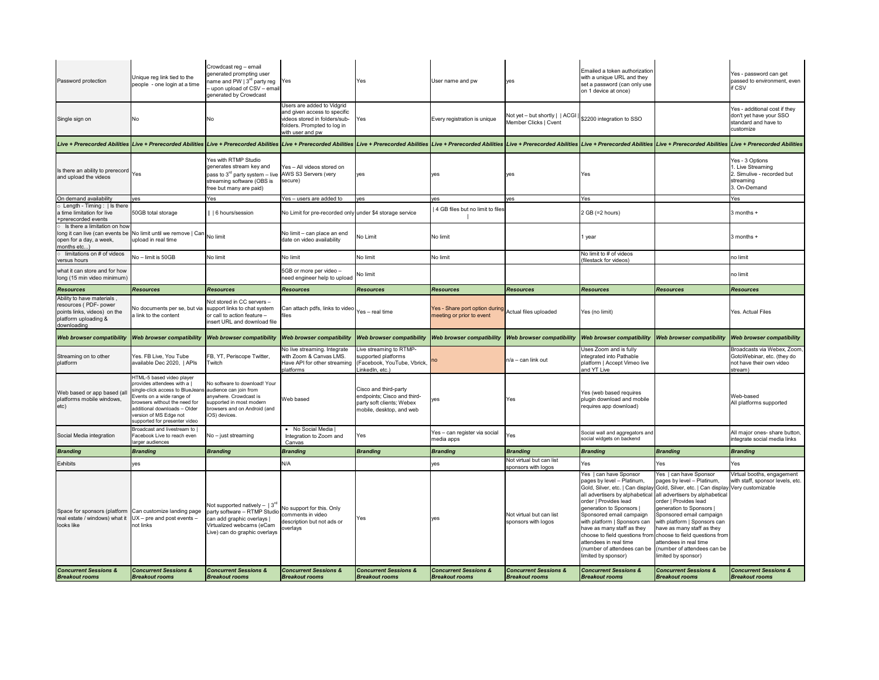| Password protection | Unique reg link tied to the people - one login at a time | Crowdcast reg – email generated prompting user name and PW \| 3rd party reg – upon upload of CSV – email generated by Crowdcast | Yes | Yes | User name and pw | yes | Emailed a token authorization with a unique URL and they set a password (can only use on 1 device at once) | | Yes - password can get passed to environment, even if CSV |
|---|---|---|---|---|---|---|---|---|---|
| Single sign on | No | No | Users are added to Vidgrid and given access to specific videos stored in folders/sub-folders. Prompted to log in with user and pw | Yes | Every registration is unique | Not yet – but shortly \| \| ACGI \| Member Clicks \| Cvent | $2200 integration to SSO | | Yes - additional cost if they don't yet have your SSO standard and have to customize |
| ***Live + Prerecorded Abilities*** | ***Live + Prerecorded Abilities*** | ***Live + Prerecorded Abilities*** | ***Live + Prerecorded Abilities*** | ***Live + Prerecorded Abilities*** | ***Live + Prerecorded Abilities*** | ***Live + Prerecorded Abilities*** | ***Live + Prerecorded Abilities*** | ***Live + Prerecorded Abilities*** | ***Live + Prerecorded Abilities*** |
| Is there an ability to prerecord and upload the videos | Yes | Yes with RTMP Studio generates stream key and pass to 3rd party system – live streaming software (OBS is free but many are paid) | Yes – All videos stored on AWS S3 Servers (very secure) | yes | yes | yes | Yes | | Yes - 3 Options<br>1. Live Streaming<br>2. Simulive - recorded but streaming<br>3. On-Demand |
| On demand availability | yes | Yes | Yes – users are added to | yes | yes | yes | Yes | | Yes |
| ○ Length - Timing : \| Is there a time limitation for live +prerecorded events | 50GB total storage | \| \| 6 hours/session | No Limit for pre-recorded only | under $4 storage service | \| 4 GB files but no limit to files \| | | 2 GB (=2 hours) | | 3 months + |
| ○ Is there a limitation on how long it can live (can events be open for a day, a week, months etc...) | No limit until we remove \| Can upload in real time | No limit | No limit – can place an end date on video availability | No Limit | No limit | | 1 year | | 3 months + |
| ○ limitations on # of videos versus hours | No – limit is 50GB | No limit | No limit | No limit | No limit | | No limit to # of videos (filestack for videos) | | no limit |
| what it can store and for how long (15 min video minimum) | | | 5GB or more per video – need engineer help to upload | No limit | | | | | no limit |
| ***Resources*** | ***Resources*** | ***Resources*** | ***Resources*** | ***Resources*** | ***Resources*** | ***Resources*** | ***Resources*** | ***Resources*** | ***Resources*** |
| Ability to have materials , resources ( PDF- power points links, videos) on the platform uploading & downloading | No documents per se, but via a link to the content | Not stored in CC servers – support links to chat system or call to action feature – insert URL and download file | Can attach pdfs, links to video files | Yes – real time | Yes - Share port option during meeting or prior to event | Actual files uploaded | Yes (no limit) | | Yes. Actual Files |
| ***Web browser compatibility*** | ***Web browser compatibility*** | ***Web browser compatibility*** | ***Web browser compatibility*** | ***Web browser compatibility*** | ***Web browser compatibility*** | ***Web browser compatibility*** | ***Web browser compatibility*** | ***Web browser compatibility*** | ***Web browser compatibility*** |
| Streaming on to other platform | Yes. FB Live, You Tube available Dec 2020, \| APIs | FB, YT, Periscope Twitter, Twitch | No live streaming. Integrate with Zoom & Canvas LMS. Have API for other streaming platforms | Live streaming to RTMP-supported platforms (Facebook, YouTube, Vbrick, LinkedIn, etc.) | no | n/a – can link out | Uses Zoom and is fully integrated into Pathable platform \| Accept Vimeo live and YT Live | | Broadcasts via Webex, Zoom, GotoWebinar, etc. (they do not have their own video stream) |
| Web based or app based (all platforms mobile windows, etc) | HTML-5 based video player provides attendees with a \| single-click access to BlueJeans Events on a wide range of browsers without the need for additional downloads – Older version of MS Edge not supported for presenter video | No software to download! Your audience can join from anywhere. Crowdcast is supported in most modern browsers and on Android (and iOS) devices. | Web based | Cisco and third-party endpoints; Cisco and third-party soft clients; Webex mobile, desktop, and web | yes | Yes | Yes (web based requires plugin download and mobile requires app download) | | Web-based<br>All platforms supported |
| Social Media integration | Broadcast and livestream to \| Facebook Live to reach even larger audiences | No – just streaming | • No Social Media \| Integration to Zoom and Canvas | Yes | Yes – can register via social media apps | Yes | Social wall and aggregators and social widgets on backend | | All major ones- share button, integrate social media links |
| ***Branding*** | ***Branding*** | ***Branding*** | ***Branding*** | ***Branding*** | ***Branding*** | ***Branding*** | ***Branding*** | ***Branding*** | ***Branding*** |
| Exhibits | yes | | N/A | | yes | Not virtual but can list sponsors with logos | Yes | Yes | Yes |
| Space for sponsors (platform real estate / windows) what it looks like | Can customize landing page UX – pre and post events – not links | Not supported natively – \| 3rd party software – RTMP Studio can add graphic overlays \| Virtualized webcams (eCam Live) can do graphic overlays | No support for this. Only comments in video description but not ads or overlays | Yes | yes | Not virtual but can list sponsors with logos | Yes \| can have Sponsor pages by level – Platinum, Gold, Silver, etc. \| Can display all advertisers by alphabetical order \| Provides lead generation to Sponsors \| Sponsored email campaign with platform \| Sponsors can have as many staff as they choose to field questions from attendees in real time (number of attendees can be limited by sponsor) | Yes \| can have Sponsor pages by level – Platinum, Gold, Silver, etc. \| Can display all advertisers by alphabetical order \| Provides lead generation to Sponsors \| Sponsored email campaign with platform \| Sponsors can have as many staff as they choose to field questions from attendees in real time (number of attendees can be limited by sponsor) | Virtual booths, engagement with staff, sponsor levels, etc. Very customizable |
| ***Concurrent Sessions & Breakout rooms*** | ***Concurrent Sessions & Breakout rooms*** | ***Concurrent Sessions & Breakout rooms*** | ***Concurrent Sessions & Breakout rooms*** | ***Concurrent Sessions & Breakout rooms*** | ***Concurrent Sessions & Breakout rooms*** | ***Concurrent Sessions & Breakout rooms*** | ***Concurrent Sessions & Breakout rooms*** | ***Concurrent Sessions & Breakout rooms*** | ***Concurrent Sessions & Breakout rooms*** |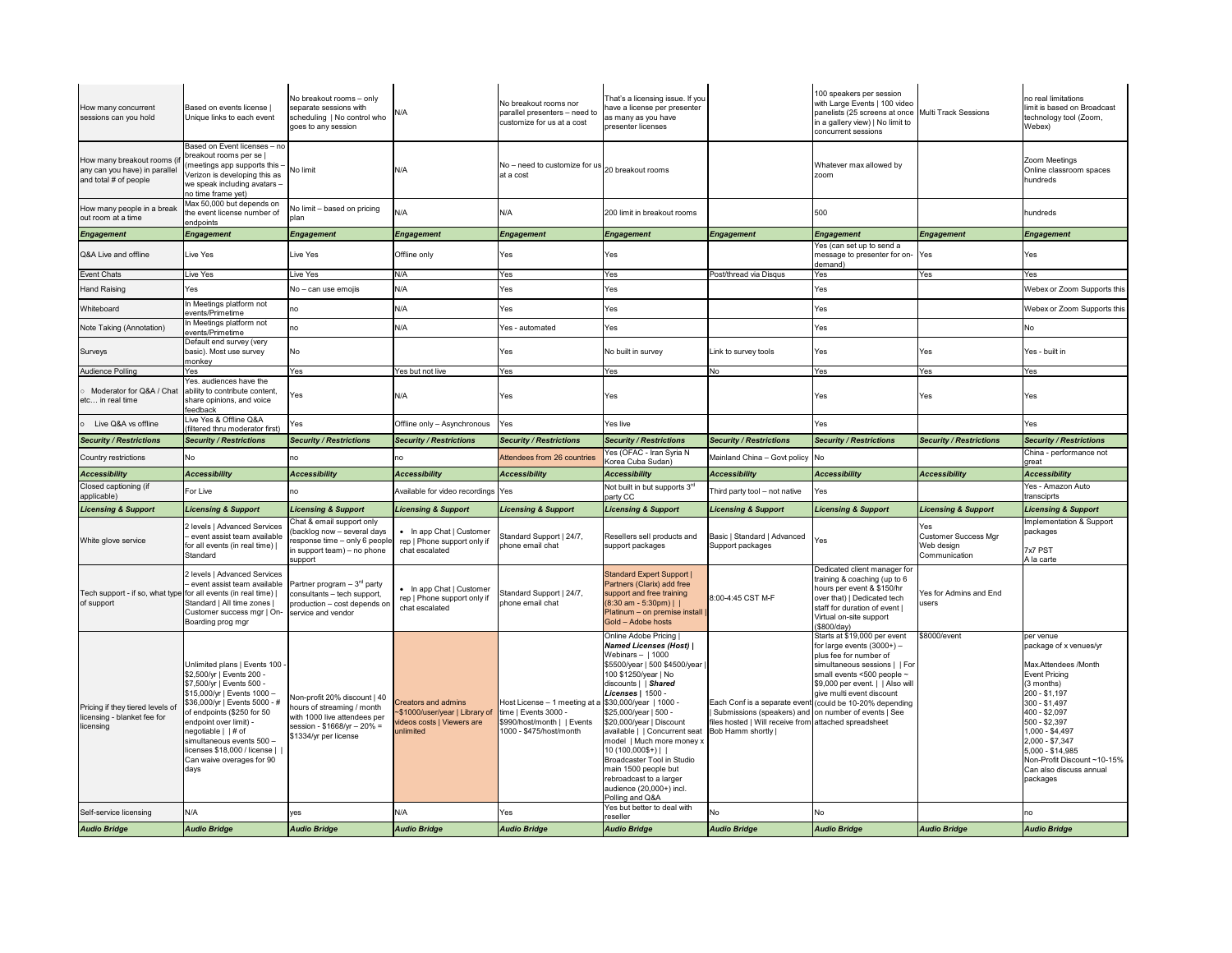| How many concurrent sessions can you hold | Based on events license \| Unique links to each event | No breakout rooms – only separate sessions with scheduling \| No control who goes to any session | N/A | No breakout rooms nor parallel presenters – need to customize for us at a cost | That's a licensing issue. If you have a license per presenter as many as you have presenter licenses | | 100 speakers per session with Large Events \| 100 video panelists (25 screens at once in a gallery view) \| No limit to concurrent sessions | Multi Track Sessions | no real limitations limit is based on Broadcast technology tool (Zoom, Webex) |
|---|---|---|---|---|---|---|---|---|---|
| How many breakout rooms (if any can you have) in parallel and total # of people | Based on Event licenses – no breakout rooms per se \| (meetings app supports this – Verizon is developing this as we speak including avatars – no time frame yet) | No limit | N/A | No – need to customize for us at a cost | 20 breakout rooms | | Whatever max allowed by zoom | | Zoom Meetings Online classroom spaces hundreds |
| How many people in a break out room at a time | Max 50,000 but depends on the event license number of endpoints | No limit – based on pricing plan | N/A | N/A | 200 limit in breakout rooms | | 500 | | hundreds |
| ***Engagement*** | ***Engagement*** | ***Engagement*** | ***Engagement*** | ***Engagement*** | ***Engagement*** | ***Engagement*** | ***Engagement*** | ***Engagement*** | ***Engagement*** |
| Q&A Live and offline | Live Yes | Live Yes | Offline only | Yes | Yes | | Yes (can set up to send a message to presenter for on-demand) | Yes | Yes |
| Event Chats | Live Yes | Live Yes | N/A | Yes | Yes | Post/thread via Disqus | Yes | Yes | Yes |
| Hand Raising | Yes | No – can use emojis | N/A | Yes | Yes | | Yes | | Webex or Zoom Supports this |
| Whiteboard | In Meetings platform not events/Primetime | no | N/A | Yes | Yes | | Yes | | Webex or Zoom Supports this |
| Note Taking (Annotation) | In Meetings platform not events/Primetime | no | N/A | Yes - automated | Yes | | Yes | | No |
| Surveys | Default end survey (very basic). Most use survey monkey | No | | Yes | No built in survey | Link to survey tools | Yes | Yes | Yes - built in |
| Audience Polling | Yes | Yes | Yes but not live | Yes | Yes | No | Yes | Yes | Yes |
| ○ Moderator for Q&A / Chat etc… in real time | Yes. audiences have the ability to contribute content, share opinions, and voice feedback | Yes | N/A | Yes | Yes | | Yes | Yes | Yes |
| o Live Q&A vs offline | Live Yes & Offline Q&A (filtered thru moderator first) | Yes | Offline only – Asynchronous | Yes | Yes live | | Yes | | Yes |
| ***Security / Restrictions*** | ***Security / Restrictions*** | ***Security / Restrictions*** | ***Security / Restrictions*** | ***Security / Restrictions*** | ***Security / Restrictions*** | ***Security / Restrictions*** | ***Security / Restrictions*** | ***Security / Restrictions*** | ***Security / Restrictions*** |
| Country restrictions | No | no | no | Attendees from 26 countries | Yes (OFAC - Iran Syria N Korea Cuba Sudan) | Mainland China – Govt policy | No | | China - performance not great |
| ***Accessibility*** | ***Accessibility*** | ***Accessibility*** | ***Accessibility*** | ***Accessibility*** | ***Accessibility*** | ***Accessibility*** | ***Accessibility*** | ***Accessibility*** | ***Accessibility*** |
| Closed captioning (if applicable) | For Live | no | Available for video recordings | Yes | Not built in but supports 3rd party CC | Third party tool – not native | Yes | | Yes - Amazon Auto transciprts |
| ***Licensing & Support*** | ***Licensing & Support*** | ***Licensing & Support*** | ***Licensing & Support*** | ***Licensing & Support*** | ***Licensing & Support*** | ***Licensing & Support*** | ***Licensing & Support*** | ***Licensing & Support*** | ***Licensing & Support*** |
| White glove service | 2 levels \| Advanced Services – event assist team available for all events (in real time) \| Standard | Chat & email support only (backlog now – several days response time – only 6 people in support team) – no phone support | • In app Chat \| Customer rep \| Phone support only if chat escalated | Standard Support \| 24/7, phone email chat | Resellers sell products and support packages | Basic \| Standard \| Advanced Support packages | Yes | Yes Customer Success Mgr Web design Communication | Implementation & Support packages 7x7 PST A la carte |
| Tech support - if so, what type of support | 2 levels \| Advanced Services – event assist team available for all events (in real time) \| Standard \| All time zones \| Customer success mgr \| On-Boarding prog mgr | Partner program – 3rd party consultants – tech support, production – cost depends on service and vendor | • In app Chat \| Customer rep \| Phone support only if chat escalated | Standard Support \| 24/7, phone email chat | Standard Expert Support \| Partners (Clarix) add free support and free training (8:30 am - 5:30pm) \| \| Platinum – on premise install \| Gold – Adobe hosts | 8:00-4:45 CST M-F | Dedicated client manager for training & coaching (up to 6 hours per event & $150/hr over that) \| Dedicated tech staff for duration of event \| Virtual on-site support ($800/day) | Yes for Admins and End users | |
| Pricing if they tiered levels of licensing - blanket fee for licensing | Unlimited plans \| Events 100 - $2,500/yr \| Events 200 - $7,500/yr \| Events 500 - $15,000/yr \| Events 1000 – $36,000/yr \| Events 5000 - # of endpoints ($250 for 50 endpoint over limit) - negotiable \| \| # of simultaneous events 500 – licenses $18,000 / license \| \| Can waive overages for 90 days | Non-profit 20% discount \| 40 hours of streaming / month with 1000 live attendees per session - $1668/yr – 20% = $1334/yr per license | Creators and admins ~$1000/user/year \| Library of videos costs \| Viewers are unlimited | Host License – 1 meeting at a time \| Events 3000 - $990/host/month \| \| Events 1000 - $475/host/month | Online Adobe Pricing \| ***Named Licenses (Host) \|*** Webinars – \| 1000 $5500/year \| 500 $4500/year \| 100 $1250/year \| No discounts \| \| ***Shared Licenses \|*** 1500 - $30,000/year \| 1000 - $25,000/year \| 500 - $20,000/year \| Discount available \| \| Concurrent seat model \| Much more money x 10 (100,000$+) \| \| Broadcaster Tool in Studio main 1500 people but rebroadcast to a larger audience (20,000+) incl. Polling and Q&A | Each Conf is a separate event \| Submissions (speakers) and files hosted \| Will receive from Bob Hamm shortly \| | Starts at $19,000 per event for large events (3000+) – plus fee for number of simultaneous sessions \| \| For small events <500 people ~ $9,000 per event. \| \| Also will give multi event discount (could be 10-20% depending on number of events \| See attached spreadsheet | $8000/event | per venue package of x venues/yr Max.Attendees /Month Event Pricing (3 months) 200 - $1,197 300 - $1,497 400 - $2,097 500 - $2,397 1,000 - $4,497 2,000 - $7,347 5,000 - $14,985 Non-Profit Discount ~10-15% Can also discuss annual packages |
| Self-service licensing | N/A | yes | N/A | Yes | Yes but better to deal with reseller | No | No | | no |
| ***Audio Bridge*** | ***Audio Bridge*** | ***Audio Bridge*** | ***Audio Bridge*** | ***Audio Bridge*** | ***Audio Bridge*** | ***Audio Bridge*** | ***Audio Bridge*** | ***Audio Bridge*** | ***Audio Bridge*** |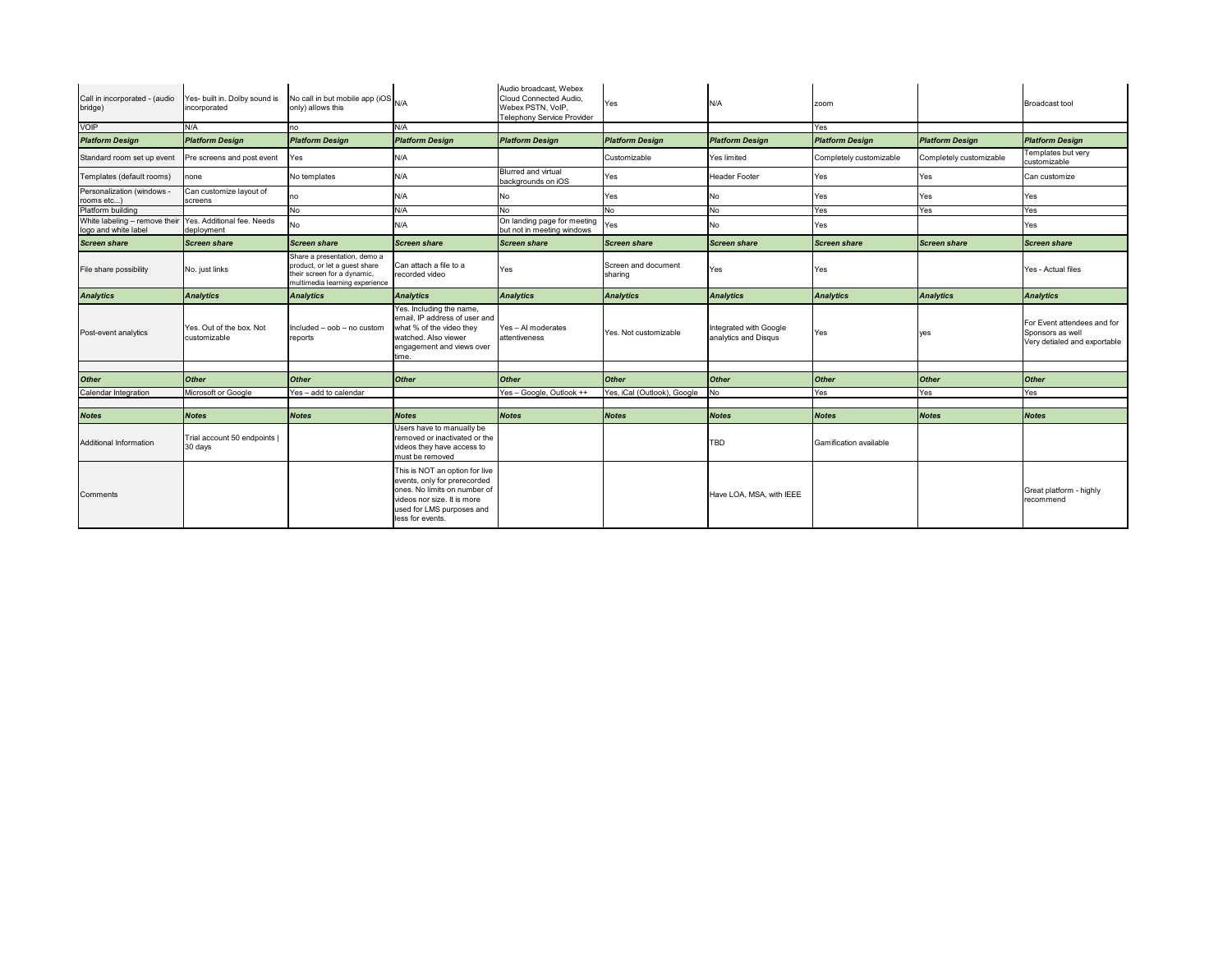| | | | | | | | | | |
|---|---|---|---|---|---|---|---|---|---|
| Call in incorporated - (audio bridge) | Yes- built in. Dolby sound is incorporated | No call in but mobile app (iOS only) allows this | N/A | Audio broadcast, Webex Cloud Connected Audio, Webex PSTN, VoIP, Telephony Service Provider | Yes | N/A | zoom | | Broadcast tool |
| VOIP | N/A | no | N/A | | | | Yes | | |
| ***Platform Design*** | ***Platform Design*** | ***Platform Design*** | ***Platform Design*** | ***Platform Design*** | ***Platform Design*** | ***Platform Design*** | ***Platform Design*** | ***Platform Design*** | ***Platform Design*** |
| Standard room set up event | Pre screens and post event | Yes | N/A | | Customizable | Yes limited | Completely customizable | Completely customizable | Templates but very customizable |
| Templates (default rooms) | none | No templates | N/A | Blurred and virtual backgrounds on iOS | Yes | Header Footer | Yes | Yes | Can customize |
| Personalization (windows - rooms etc...) | Can customize layout of screens | no | N/A | No | Yes | No | Yes | Yes | Yes |
| Platform building | | No | N/A | No | No | No | Yes | Yes | Yes |
| White labeling – remove their logo and white label | Yes. Additional fee. Needs deployment | No | N/A | On landing page for meeting but not in meeting windows | Yes | No | Yes | | Yes |
| ***Screen share*** | ***Screen share*** | ***Screen share*** | ***Screen share*** | ***Screen share*** | ***Screen share*** | ***Screen share*** | ***Screen share*** | ***Screen share*** | ***Screen share*** |
| File share possibility | No. just links | Share a presentation, demo a product, or let a guest share their screen for a dynamic, multimedia learning experience | Can attach a file to a recorded video | Yes | Screen and document sharing | Yes | Yes | | Yes - Actual files |
| ***Analytics*** | ***Analytics*** | ***Analytics*** | ***Analytics*** | ***Analytics*** | ***Analytics*** | ***Analytics*** | ***Analytics*** | ***Analytics*** | ***Analytics*** |
| Post-event analytics | Yes. Out of the box. Not customizable | Included – oob – no custom reports | Yes. Including the name, email, IP address of user and what % of the video they watched. Also viewer engagement and views over time. | Yes – AI moderates attentiveness | Yes. Not customizable | Integrated with Google analytics and Disqus | Yes | yes | For Event attendees and for Sponsors as well Very detialed and exportable |
| | | | | | | | | | |
| ***Other*** | ***Other*** | ***Other*** | ***Other*** | ***Other*** | ***Other*** | ***Other*** | ***Other*** | ***Other*** | ***Other*** |
| Calendar Integration | Microsoft or Google | Yes – add to calendar | | Yes – Google, Outlook ++ | Yes, iCal (Outlook), Google | No | Yes | Yes | Yes |
| | | | | | | | | | |
| ***Notes*** | ***Notes*** | ***Notes*** | ***Notes*** | ***Notes*** | ***Notes*** | ***Notes*** | ***Notes*** | ***Notes*** | ***Notes*** |
| Additional Information | Trial account 50 endpoints \| 30 days | | Users have to manually be removed or inactivated or the videos they have access to must be removed | | | TBD | Gamification available | | |
| Comments | | | This is NOT an option for live events, only for prerecorded ones. No limits on number of videos nor size. It is more used for LMS purposes and less for events. | | | Have LOA, MSA, with IEEE | | | Great platform - highly recommend |